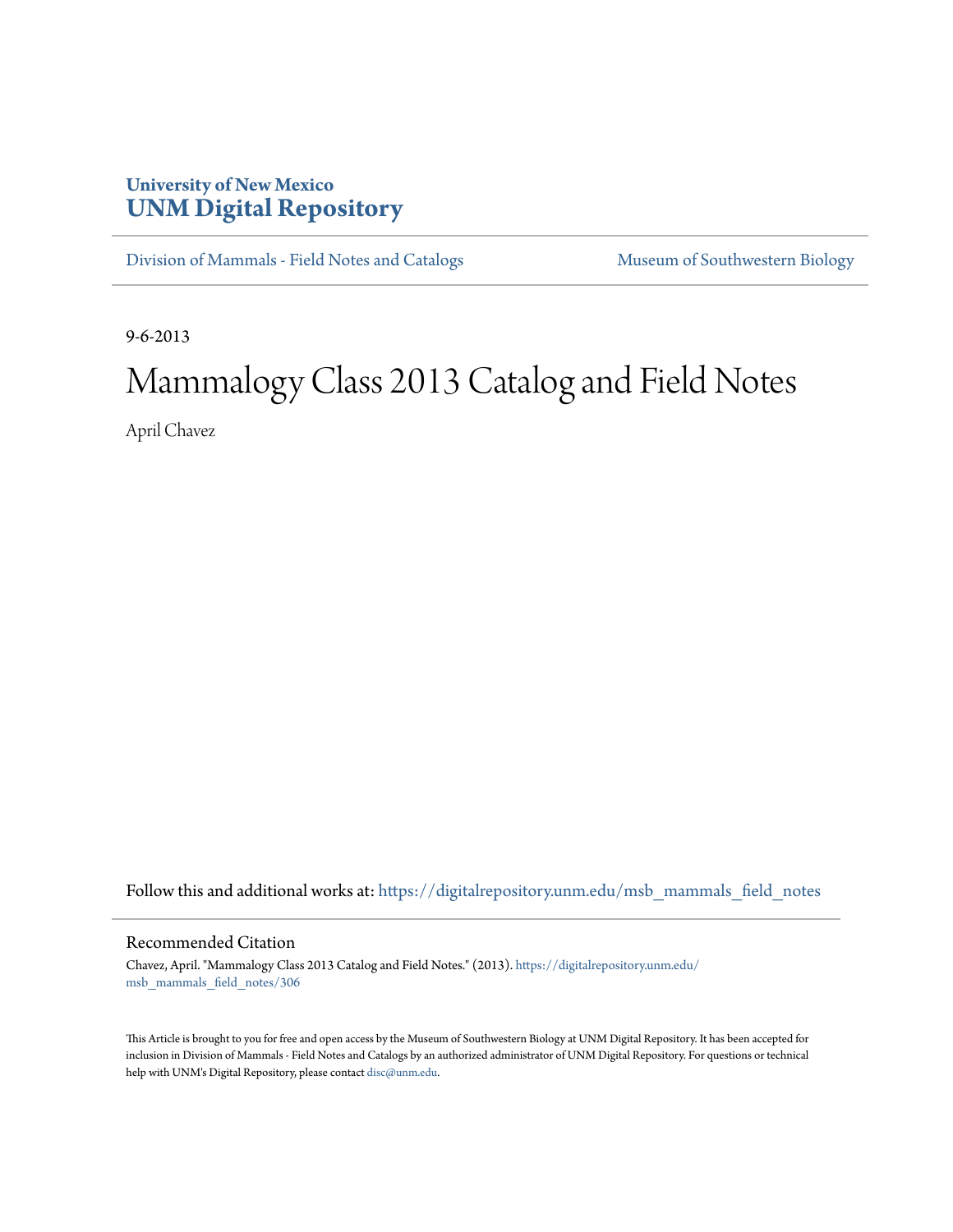University of New Mexico
# UNM Digital Repository

Division of Mammals - Field Notes and Catalogs | Museum of Southwestern Biology

9-6-2013

# Mammalogy Class 2013 Catalog and Field Notes

April Chavez

Follow this and additional works at: https://digitalrepository.unm.edu/msb_mammals_field_notes

## Recommended Citation

Chavez, April. "Mammalogy Class 2013 Catalog and Field Notes." (2013). https://digitalrepository.unm.edu/msb_mammals_field_notes/306

This Article is brought to you for free and open access by the Museum of Southwestern Biology at UNM Digital Repository. It has been accepted for inclusion in Division of Mammals - Field Notes and Catalogs by an authorized administrator of UNM Digital Repository. For questions or technical help with UNM's Digital Repository, please contact disc@unm.edu.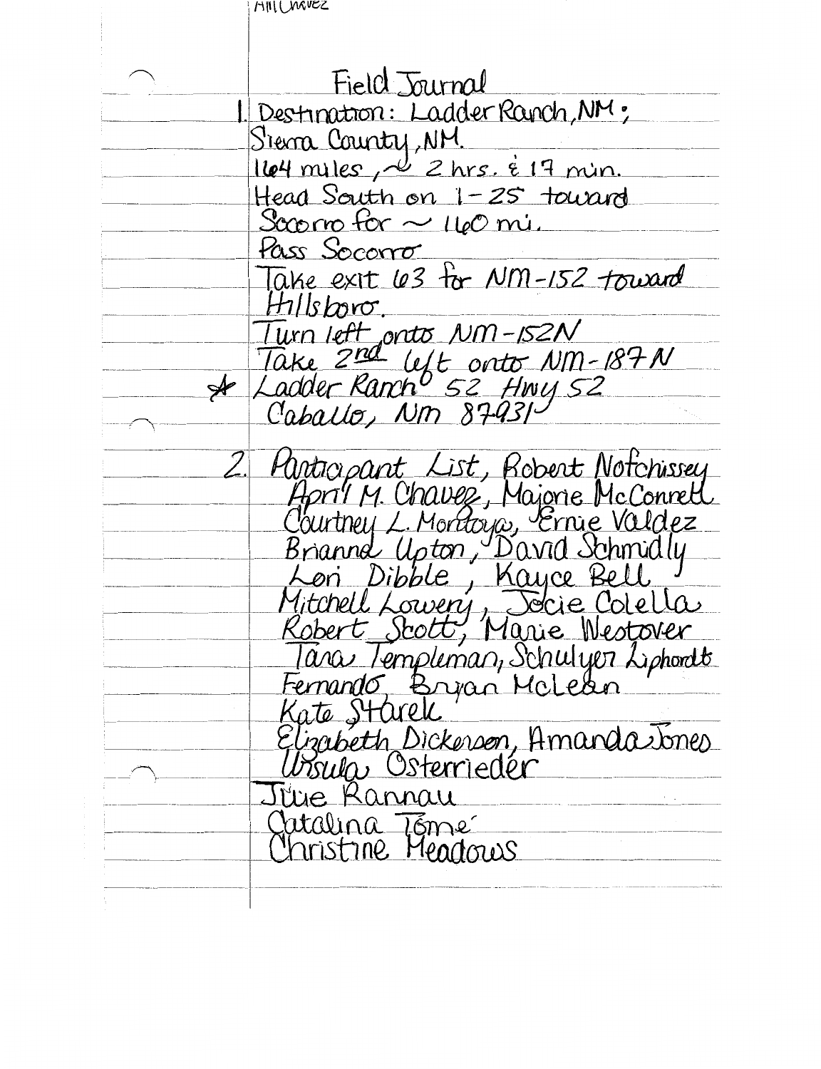April Chavez

# Field Journal

1. Destination: Ladder Ranch, NM; Sierra County, NM.

   164 miles, ~ 2 hrs. & 17 min.

   Head South on I-25 toward Socorro for ~ 160 mi.

   Pass Socorro

   Take exit 63 for NM-152 toward Hillsboro.

   Turn left onto NM-152N

   Take 2nd left onto NM-187 N

   * Ladder Ranch 52 Hwy 52 Caballo, NM 87931

2. Participant List, Robert Notchissey April M. Chavez, Majorie McConnell Courtney L. Montoya, Ernie Valdez Brianna Upton, David Schmidly Lori Dibble, Kayce Bell Mitchell Lowery, Jocie Colella Robert Scott, Marie Westover Tara Templeman, Schulyer Liphardt Fernando, Bryan McLean Kate Starek Elizabeth Dickerson, Amanda Jones Ursula Osterrieder Jiue Rannau Catalina Tomé Christine Meadows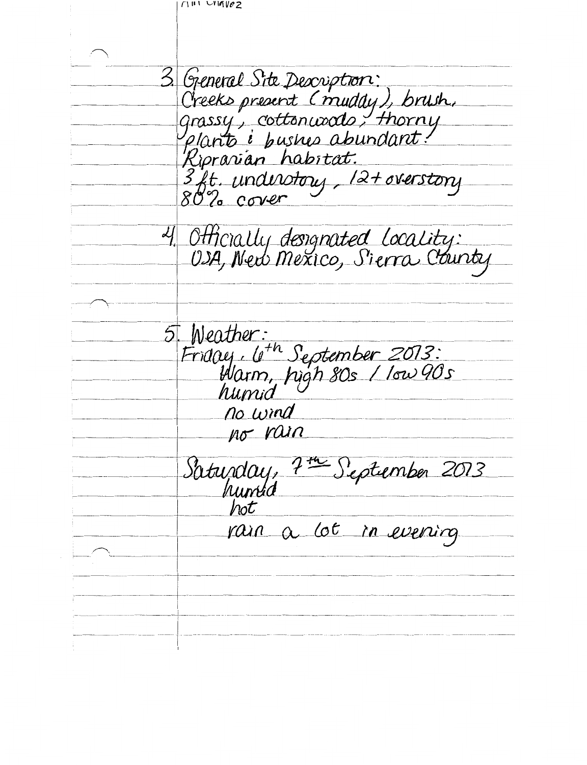3. General Site Description:
Creeks present (muddy), brush, grassy, cottonwoods, thorny plants & bushes abundant!
Riparian habitat.
3 ft. understory, 12+ overstory
80% cover

4. Officially designated locality:
USA, New Mexico, Sierra County

5. Weather:
Friday, 6th September 2013:
Warm, high 80s / low 90s
humid
no wind
no rain

Saturday, 7th September 2013
humid
hot
rain a lot in evening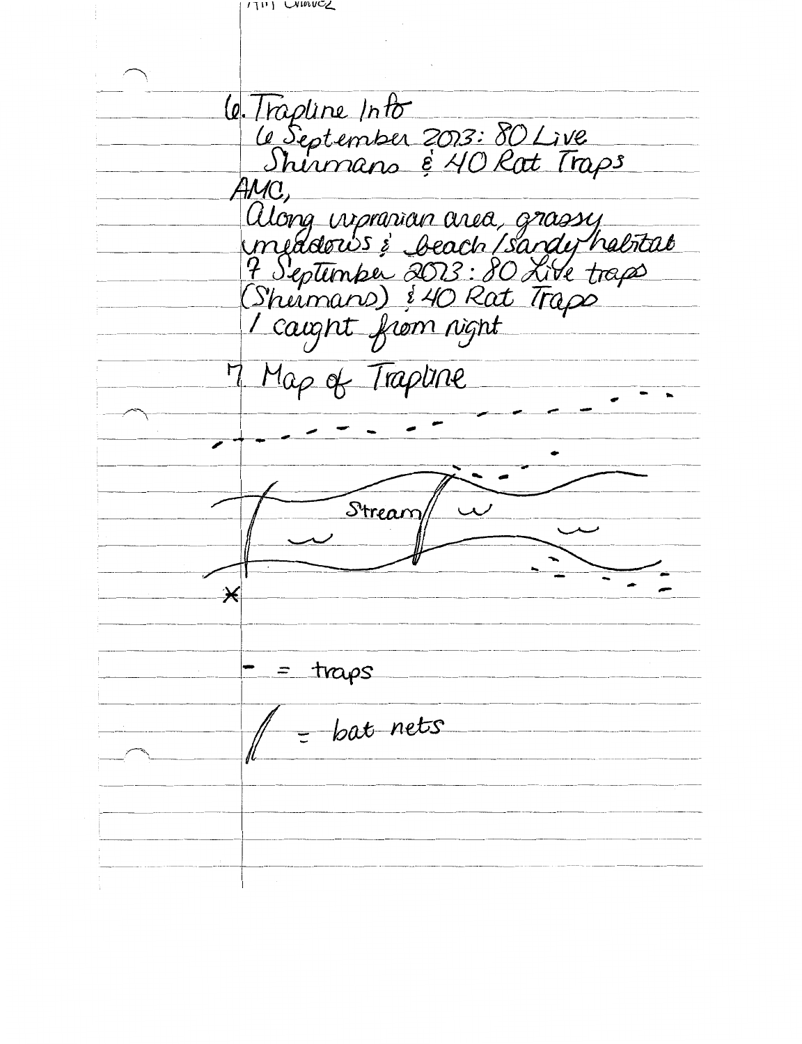6. Trapline Info

6 September 2023: 80 Live Shermans & 40 Rat Traps

AMC,

Along riparian area, grassy meadows & beach/sandy habitat

7 September 2023: 80 Live traps (Shermans) & 40 Rat Traps

1 caught from night

7. Map of Trapline

Stream

*

- = traps

// = bat nets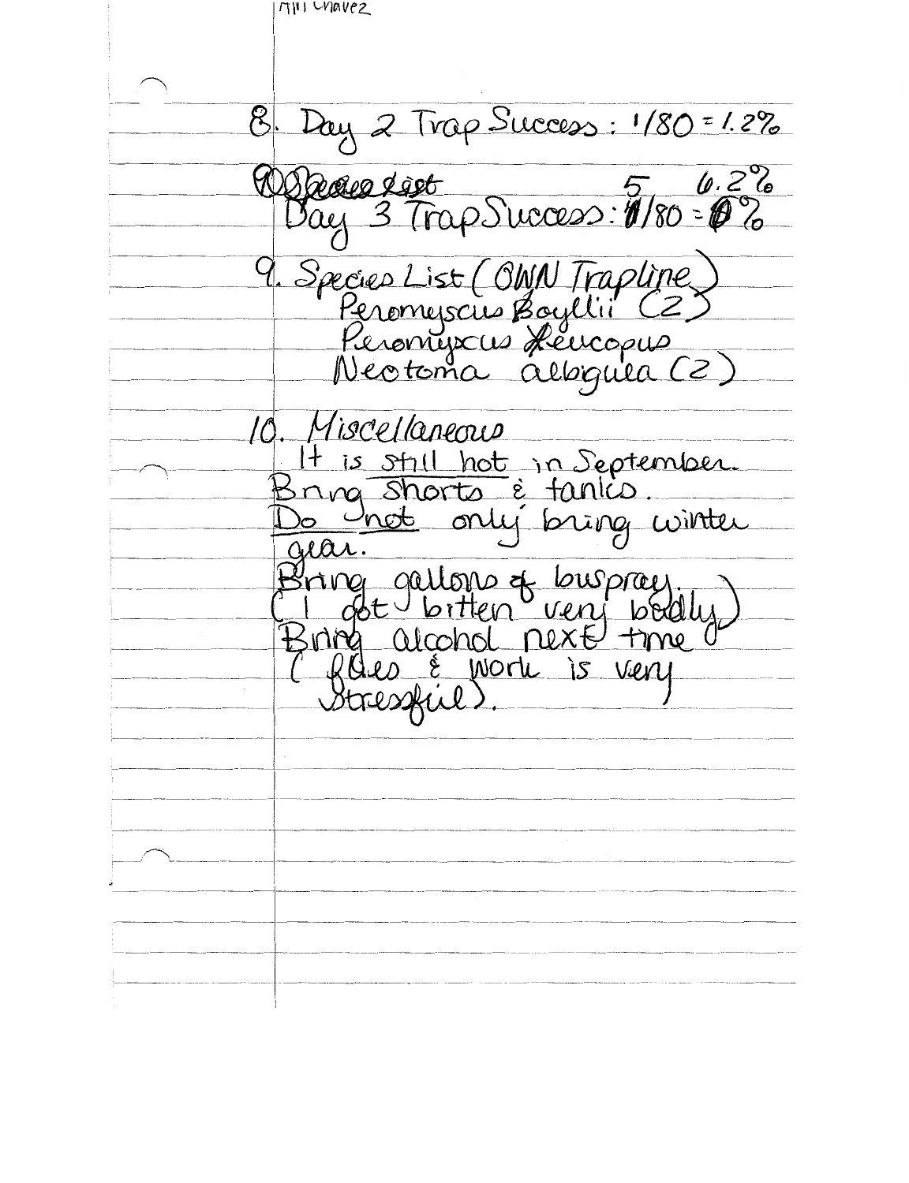8. Day 2 Trap Success: 1/80 = 1.2%

Day 3 Trap Success: 5/80 = 6.2%

9. Species List (OWN Trapline)

Peromyscus Boyllii (2)

Peromyscus Leucopus

Neotoma albigula (2)

10. Miscellaneous

It is still hot in September. Bring shorts & tanks. Do not only bring winter gear.

Bring gallons of bugspray. (I got bitten very badly)

Bring alcohol next time (flies & work is very stressful).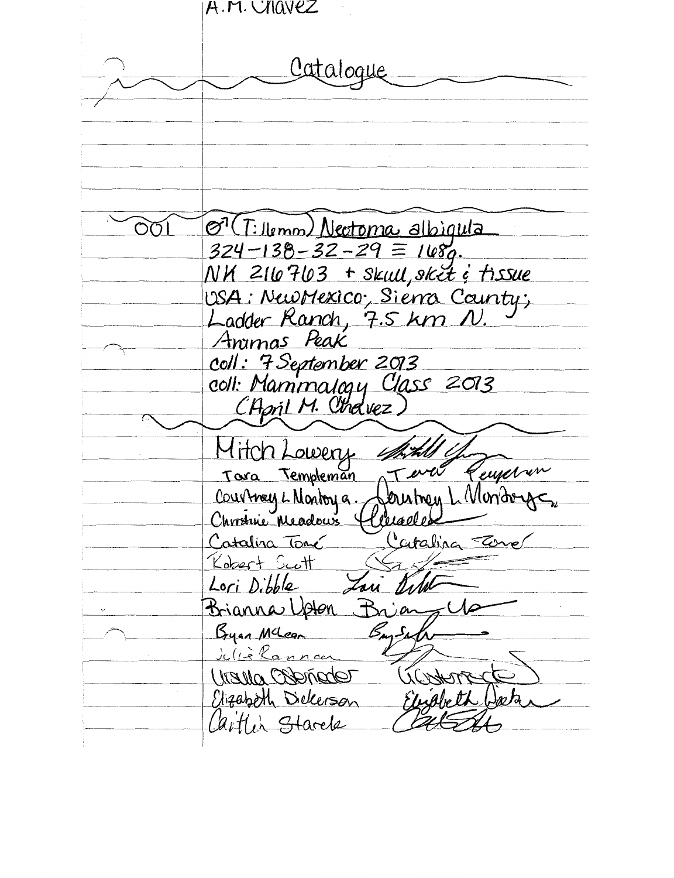A.M. Chavez

# Catalogue

001 ♂ (T: 16mm) *Neotoma albigula*
324-138-32-29 ≡ 168g.
NK 216763 + skull, skel & tissue
USA: NewMexico; Sierra County;
Ladder Ranch, 7.5 km N.
Animas Peak
coll: 7 September 2013
coll: Mammalogy Class 2013
(April M. Chavez)

Mitch Lowery
Tara Templeman
Courtney L Montoya
Christine Meadows
Catalina Tomé
Robert Scott
Lori Dibble
Brianna Upton
Bryan McLean
Julie Rannan
Ursula Osteneder
Elizabeth Dickerson
Caitlin Starck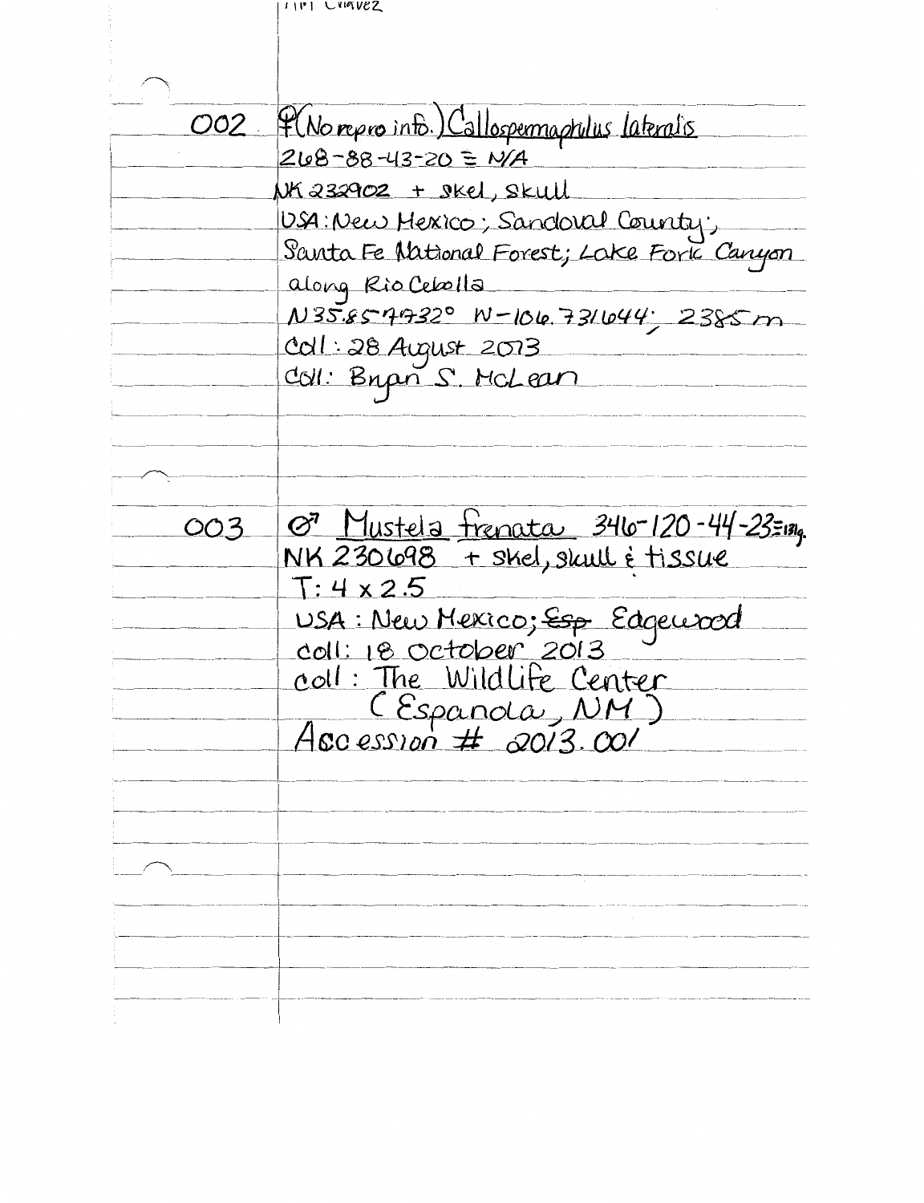002 ♀(No repro info.) Callospermophilus lateralis
268-88-43-20 = N/A
NK 232902 + skel, skull
USA: New Mexico; Sandoval County;
Santa Fe National Forest; Lake Fork Canyon
along Rio Cebolla
N35.8574732° W-106.731644; 2385 m
Coll: 28 August 2013
Coll: Bryan S. McLean

003 ♂ Mustela frenata 346-120-44-23=131g.
NK 230698 + skel, skull & tissue
T: 4 x 2.5
USA: New Mexico; ~~Esp~~ Edgewood
coll: 18 October 2013
coll: The WildLife Center
(Espanola, NM)
Accession # 2013.001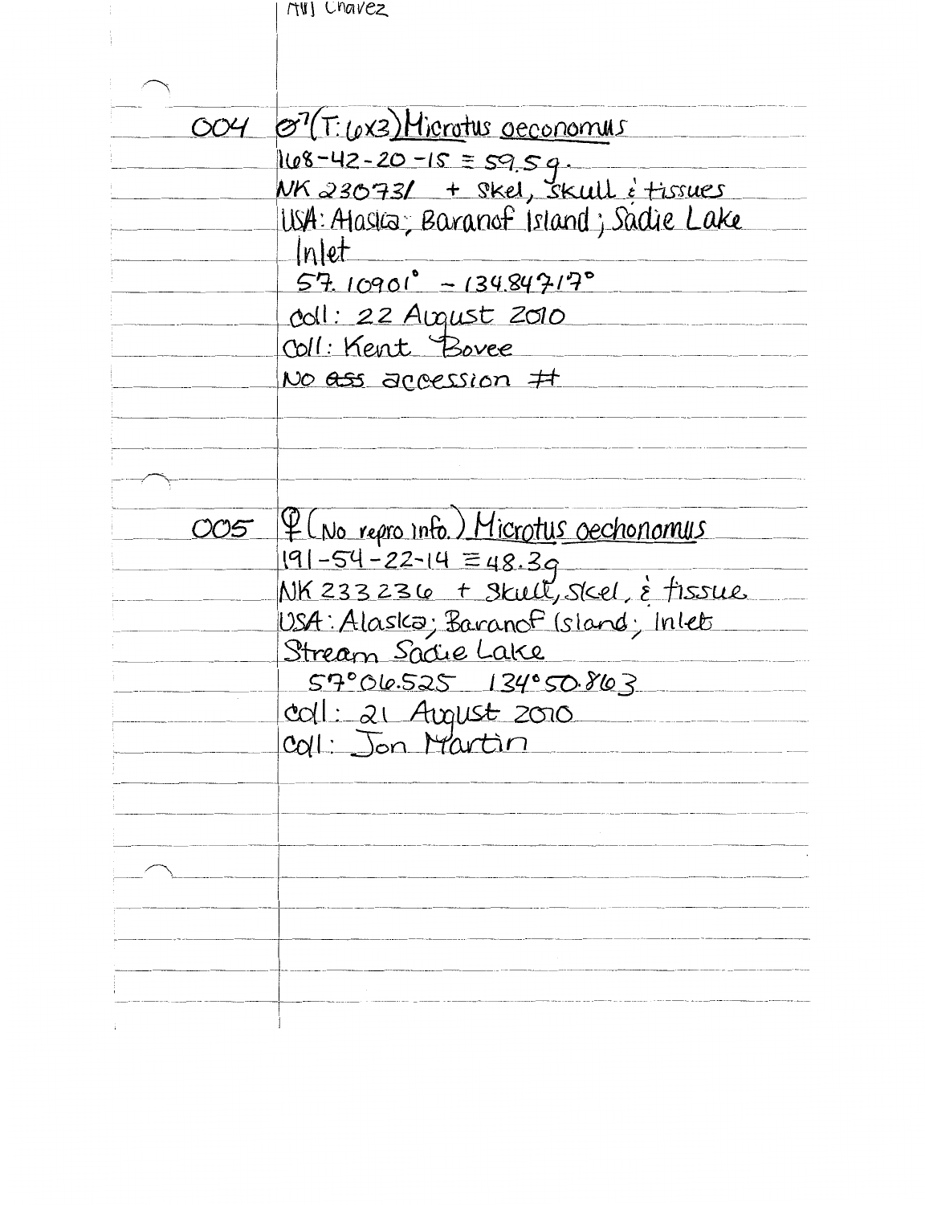AW Chavez

004 ♂(T: 6x3) Microtus oeconomus
168-42-20-15 ≡ 59.5 g.
NK 230731 + skel, skull & tissues
USA: Alaska; Baranof Island; Sadie Lake Inlet
57.10901° -134.84717°
coll: 22 August 2010
Coll: Kent Bovee
No ~~ass~~ accession #

005 ♀ (No repro info.) Microtus oechonomus
191-54-22-14 ≡ 48.3 g
NK 233236 + skull, skel, & tissue
USA: Alaska; Baranof Island; Inlet Stream Sadie Lake
57°06.525 134°50.863
coll: 21 August 2010
Coll: Jon Martin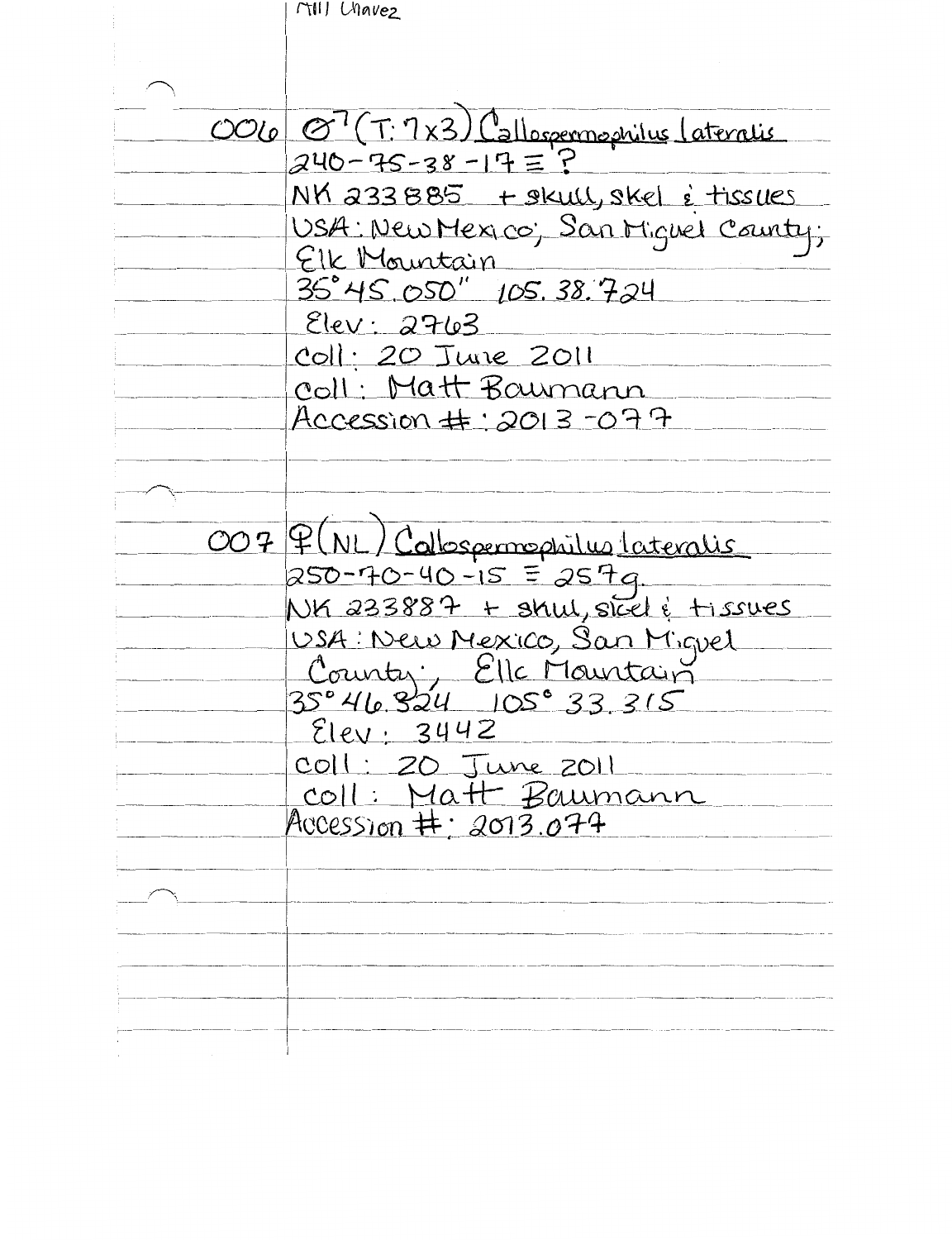Mill Chavez

006 ♂ (T: 7x3) Callospermophilus lateralis
240-75-38-17 ≡ ?
NK 233885 + skull, skel & tissues
USA: New Mexico; San Miguel County;
Elk Mountain
35°45.050" 105.38.724
Elev: 2763
coll: 20 June 2011
coll: Matt Baumann
Accession #: 2013-077

007 ♀ (NL) Callospermophilus lateralis
250-70-40-15 ≡ 257g.
NK 233887 + skull, skel & tissues
USA: New Mexico, San Miguel
County, Elk Mountain
35° 46.324 105° 33.315
Elev: 3442
coll: 20 June 2011
coll: Matt Baumann
Accession #: 2013.077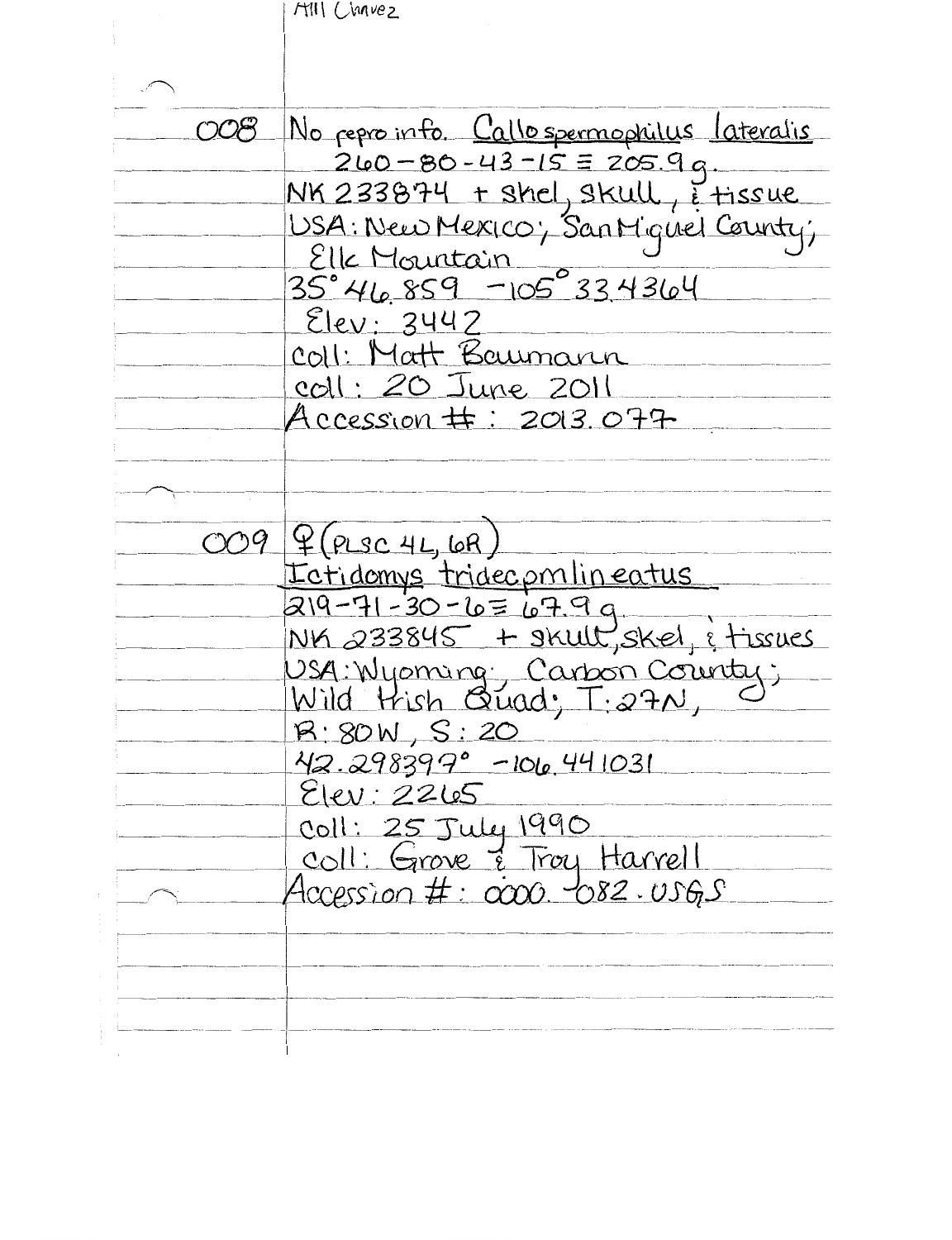Alli Chavez

008 No repro info. Callospermophilus lateralis
260-80-43-15 ≡ 205.9 g.
NK 233874 + skel, skull, & tissue
USA: New Mexico; San Miguel County;
Elk Mountain
35° 46.859 -105° 33.4364
Elev: 3442
coll: Matt Baumann
coll: 20 June 2011
Accession #: 2013.077

009 ♀ (PLSC 4L, 6R)
Ictidomys tridecemlineatus
219-71-30-6 ≡ 67.9 g.
NK 233845 + skull, skel, & tissues
USA: Wyoming; Carbon County;
Wild Irish Quad; T: 27N,
R: 80W, S: 20
42.298399° -106.441031
Elev: 2265
Coll: 25 July 1990
Coll: Grove & Troy Harrell
Accession #: 0000.082.USGS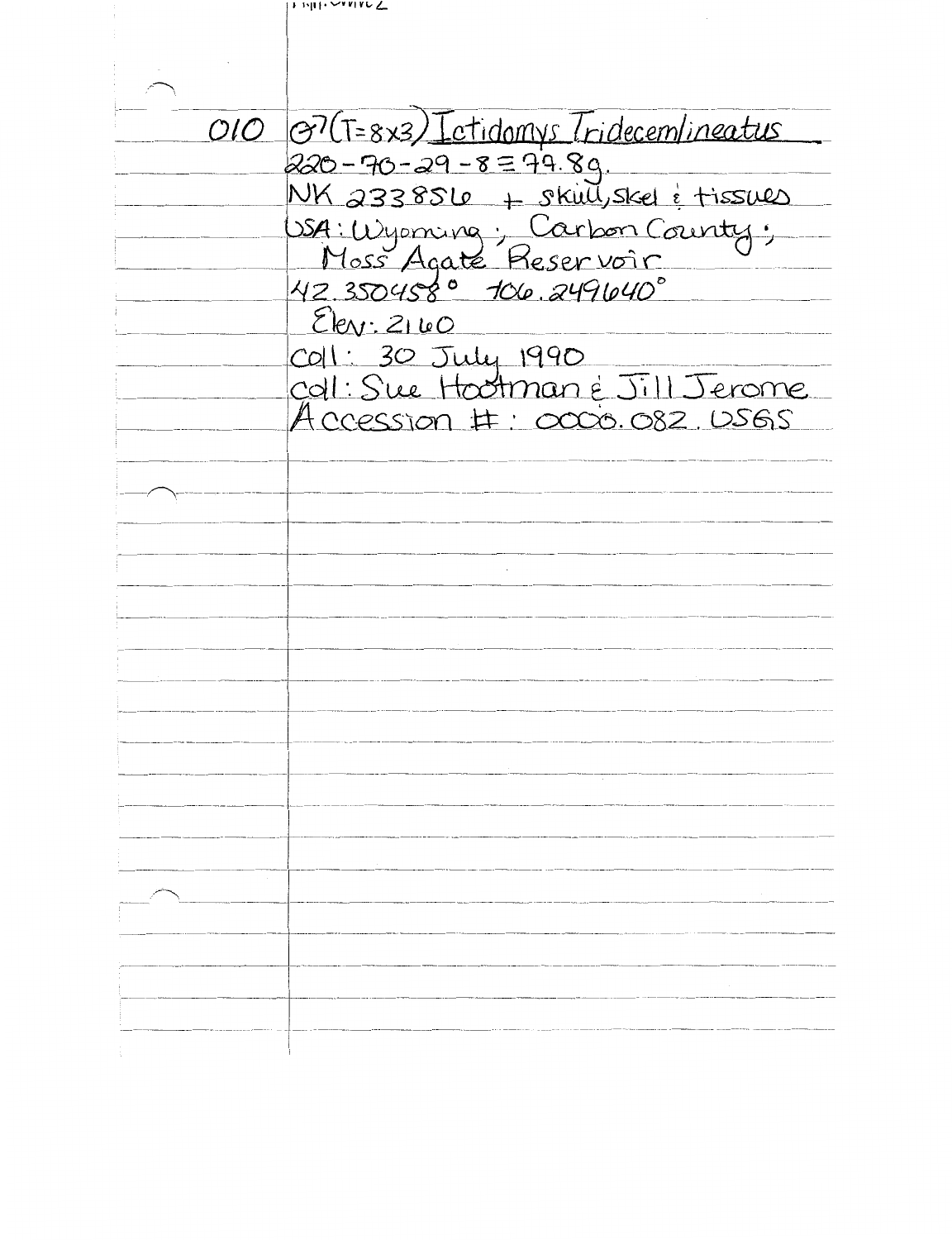010 ♂(T=8x3) Ictidomys Tridecemlineatus
220-70-29-8 ≡ 79.8g.
NK 233856 + skull, skel & tissues
USA: Wyoming; Carbon County;
Moss Agate Reservoir
42.350458° 106.249640°
Elev: 2160
Coll: 30 July 1990
Coll: Sue Hootman & Jill Jerome
Accession #: 0000.082.USGS